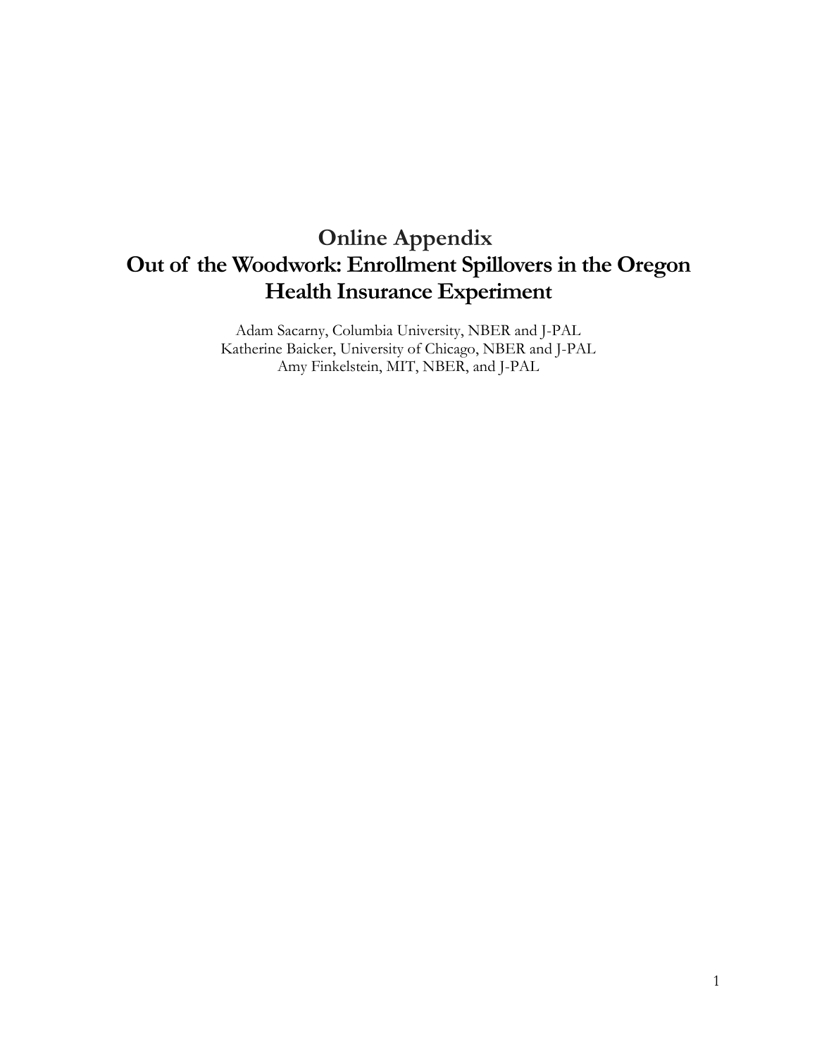# Online Appendix
# Out of the Woodwork: Enrollment Spillovers in the Oregon Health Insurance Experiment

Adam Sacarny, Columbia University, NBER and J-PAL
Katherine Baicker, University of Chicago, NBER and J-PAL
Amy Finkelstein, MIT, NBER, and J-PAL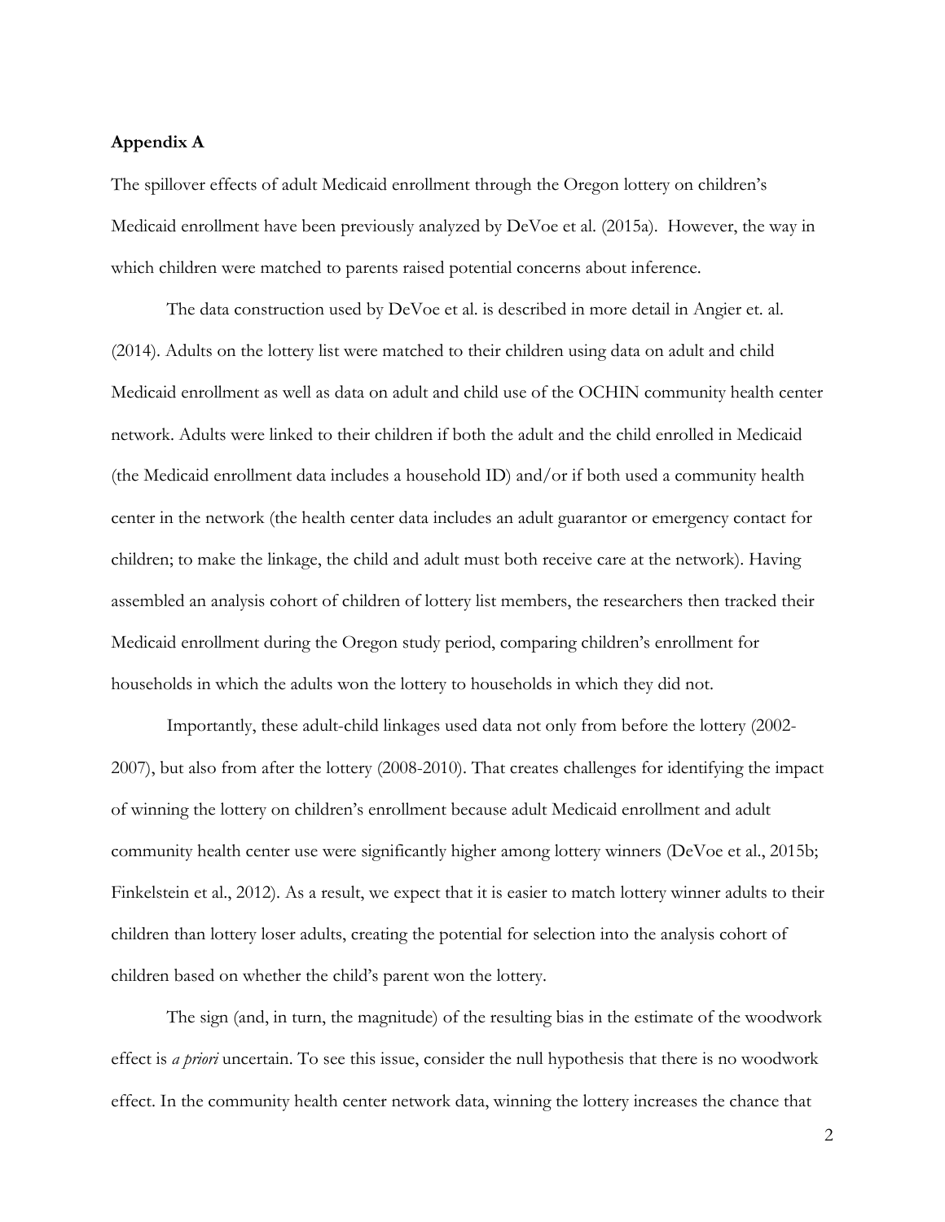**Appendix A**

The spillover effects of adult Medicaid enrollment through the Oregon lottery on children's Medicaid enrollment have been previously analyzed by DeVoe et al. (2015a). However, the way in which children were matched to parents raised potential concerns about inference.

The data construction used by DeVoe et al. is described in more detail in Angier et. al. (2014). Adults on the lottery list were matched to their children using data on adult and child Medicaid enrollment as well as data on adult and child use of the OCHIN community health center network. Adults were linked to their children if both the adult and the child enrolled in Medicaid (the Medicaid enrollment data includes a household ID) and/or if both used a community health center in the network (the health center data includes an adult guarantor or emergency contact for children; to make the linkage, the child and adult must both receive care at the network). Having assembled an analysis cohort of children of lottery list members, the researchers then tracked their Medicaid enrollment during the Oregon study period, comparing children's enrollment for households in which the adults won the lottery to households in which they did not.

Importantly, these adult-child linkages used data not only from before the lottery (2002-2007), but also from after the lottery (2008-2010). That creates challenges for identifying the impact of winning the lottery on children's enrollment because adult Medicaid enrollment and adult community health center use were significantly higher among lottery winners (DeVoe et al., 2015b; Finkelstein et al., 2012). As a result, we expect that it is easier to match lottery winner adults to their children than lottery loser adults, creating the potential for selection into the analysis cohort of children based on whether the child's parent won the lottery.

The sign (and, in turn, the magnitude) of the resulting bias in the estimate of the woodwork effect is *a priori* uncertain. To see this issue, consider the null hypothesis that there is no woodwork effect. In the community health center network data, winning the lottery increases the chance that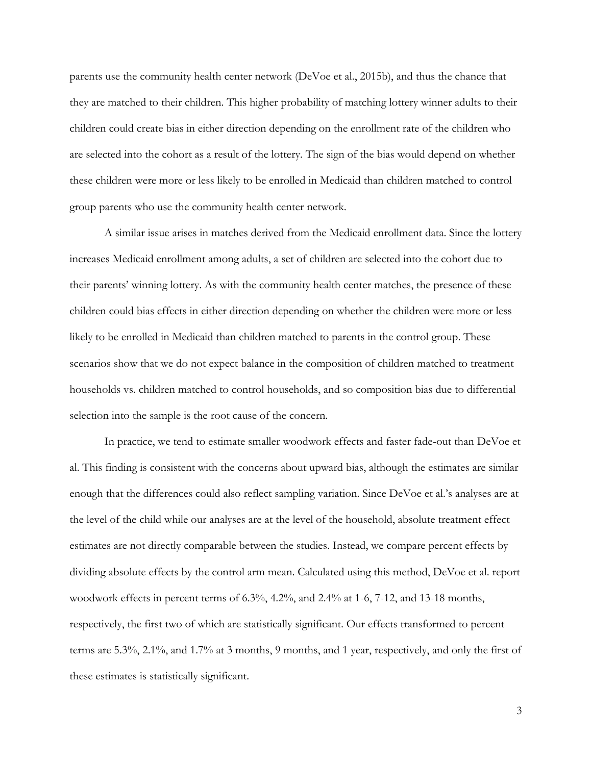parents use the community health center network (DeVoe et al., 2015b), and thus the chance that they are matched to their children. This higher probability of matching lottery winner adults to their children could create bias in either direction depending on the enrollment rate of the children who are selected into the cohort as a result of the lottery. The sign of the bias would depend on whether these children were more or less likely to be enrolled in Medicaid than children matched to control group parents who use the community health center network.

A similar issue arises in matches derived from the Medicaid enrollment data. Since the lottery increases Medicaid enrollment among adults, a set of children are selected into the cohort due to their parents' winning lottery. As with the community health center matches, the presence of these children could bias effects in either direction depending on whether the children were more or less likely to be enrolled in Medicaid than children matched to parents in the control group. These scenarios show that we do not expect balance in the composition of children matched to treatment households vs. children matched to control households, and so composition bias due to differential selection into the sample is the root cause of the concern.

In practice, we tend to estimate smaller woodwork effects and faster fade-out than DeVoe et al. This finding is consistent with the concerns about upward bias, although the estimates are similar enough that the differences could also reflect sampling variation. Since DeVoe et al.'s analyses are at the level of the child while our analyses are at the level of the household, absolute treatment effect estimates are not directly comparable between the studies. Instead, we compare percent effects by dividing absolute effects by the control arm mean. Calculated using this method, DeVoe et al. report woodwork effects in percent terms of 6.3%, 4.2%, and 2.4% at 1-6, 7-12, and 13-18 months, respectively, the first two of which are statistically significant. Our effects transformed to percent terms are 5.3%, 2.1%, and 1.7% at 3 months, 9 months, and 1 year, respectively, and only the first of these estimates is statistically significant.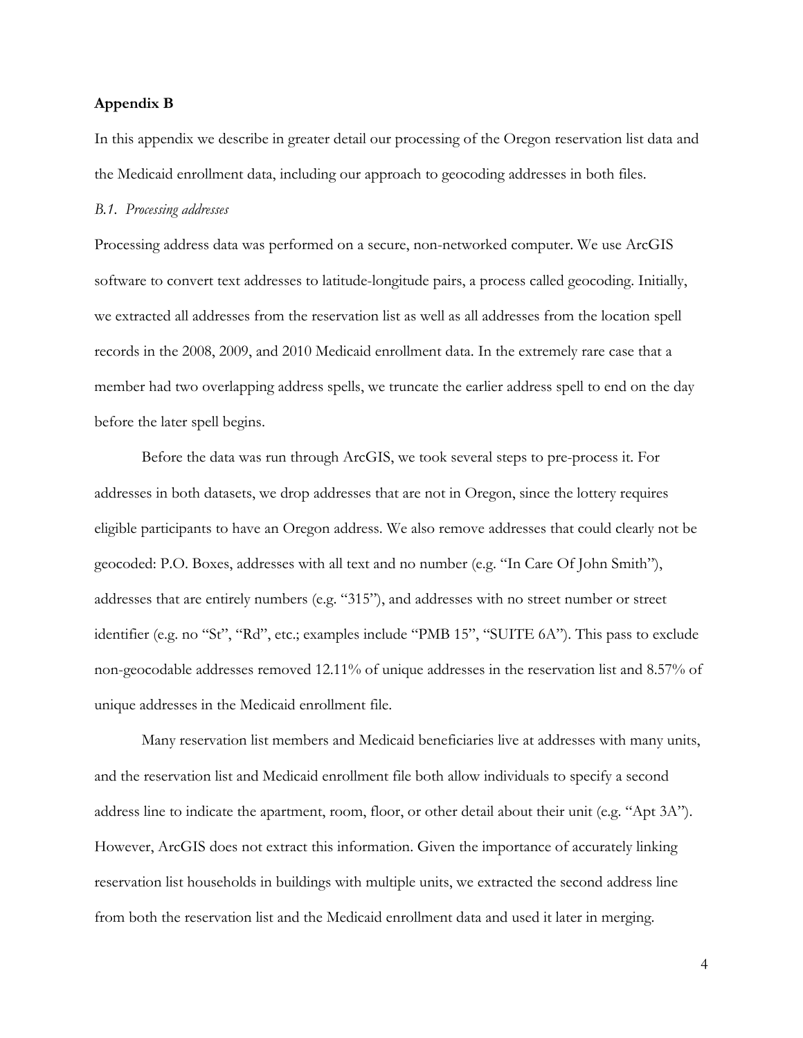## Appendix B

In this appendix we describe in greater detail our processing of the Oregon reservation list data and the Medicaid enrollment data, including our approach to geocoding addresses in both files.

### *B.1. Processing addresses*

Processing address data was performed on a secure, non-networked computer. We use ArcGIS software to convert text addresses to latitude-longitude pairs, a process called geocoding. Initially, we extracted all addresses from the reservation list as well as all addresses from the location spell records in the 2008, 2009, and 2010 Medicaid enrollment data. In the extremely rare case that a member had two overlapping address spells, we truncate the earlier address spell to end on the day before the later spell begins.

Before the data was run through ArcGIS, we took several steps to pre-process it. For addresses in both datasets, we drop addresses that are not in Oregon, since the lottery requires eligible participants to have an Oregon address. We also remove addresses that could clearly not be geocoded: P.O. Boxes, addresses with all text and no number (e.g. "In Care Of John Smith"), addresses that are entirely numbers (e.g. "315"), and addresses with no street number or street identifier (e.g. no "St", "Rd", etc.; examples include "PMB 15", "SUITE 6A"). This pass to exclude non-geocodable addresses removed 12.11% of unique addresses in the reservation list and 8.57% of unique addresses in the Medicaid enrollment file.

Many reservation list members and Medicaid beneficiaries live at addresses with many units, and the reservation list and Medicaid enrollment file both allow individuals to specify a second address line to indicate the apartment, room, floor, or other detail about their unit (e.g. "Apt 3A"). However, ArcGIS does not extract this information. Given the importance of accurately linking reservation list households in buildings with multiple units, we extracted the second address line from both the reservation list and the Medicaid enrollment data and used it later in merging.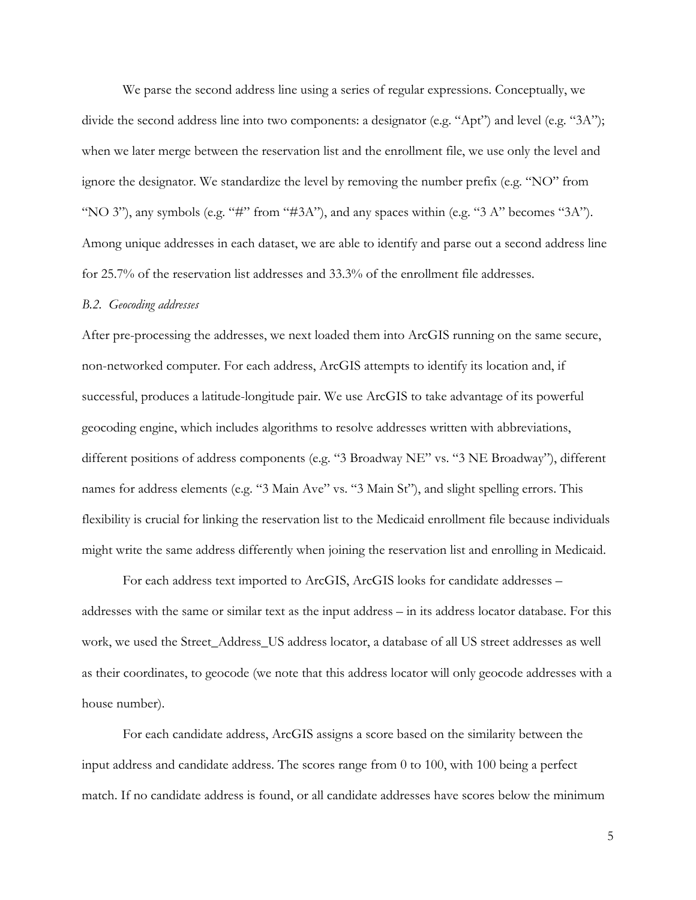We parse the second address line using a series of regular expressions. Conceptually, we divide the second address line into two components: a designator (e.g. "Apt") and level (e.g. "3A"); when we later merge between the reservation list and the enrollment file, we use only the level and ignore the designator. We standardize the level by removing the number prefix (e.g. "NO" from "NO 3"), any symbols (e.g. "#" from "#3A"), and any spaces within (e.g. "3 A" becomes "3A"). Among unique addresses in each dataset, we are able to identify and parse out a second address line for 25.7% of the reservation list addresses and 33.3% of the enrollment file addresses.

### *B.2. Geocoding addresses*

After pre-processing the addresses, we next loaded them into ArcGIS running on the same secure, non-networked computer. For each address, ArcGIS attempts to identify its location and, if successful, produces a latitude-longitude pair. We use ArcGIS to take advantage of its powerful geocoding engine, which includes algorithms to resolve addresses written with abbreviations, different positions of address components (e.g. "3 Broadway NE" vs. "3 NE Broadway"), different names for address elements (e.g. "3 Main Ave" vs. "3 Main St"), and slight spelling errors. This flexibility is crucial for linking the reservation list to the Medicaid enrollment file because individuals might write the same address differently when joining the reservation list and enrolling in Medicaid.

For each address text imported to ArcGIS, ArcGIS looks for candidate addresses – addresses with the same or similar text as the input address – in its address locator database. For this work, we used the Street_Address_US address locator, a database of all US street addresses as well as their coordinates, to geocode (we note that this address locator will only geocode addresses with a house number).

For each candidate address, ArcGIS assigns a score based on the similarity between the input address and candidate address. The scores range from 0 to 100, with 100 being a perfect match. If no candidate address is found, or all candidate addresses have scores below the minimum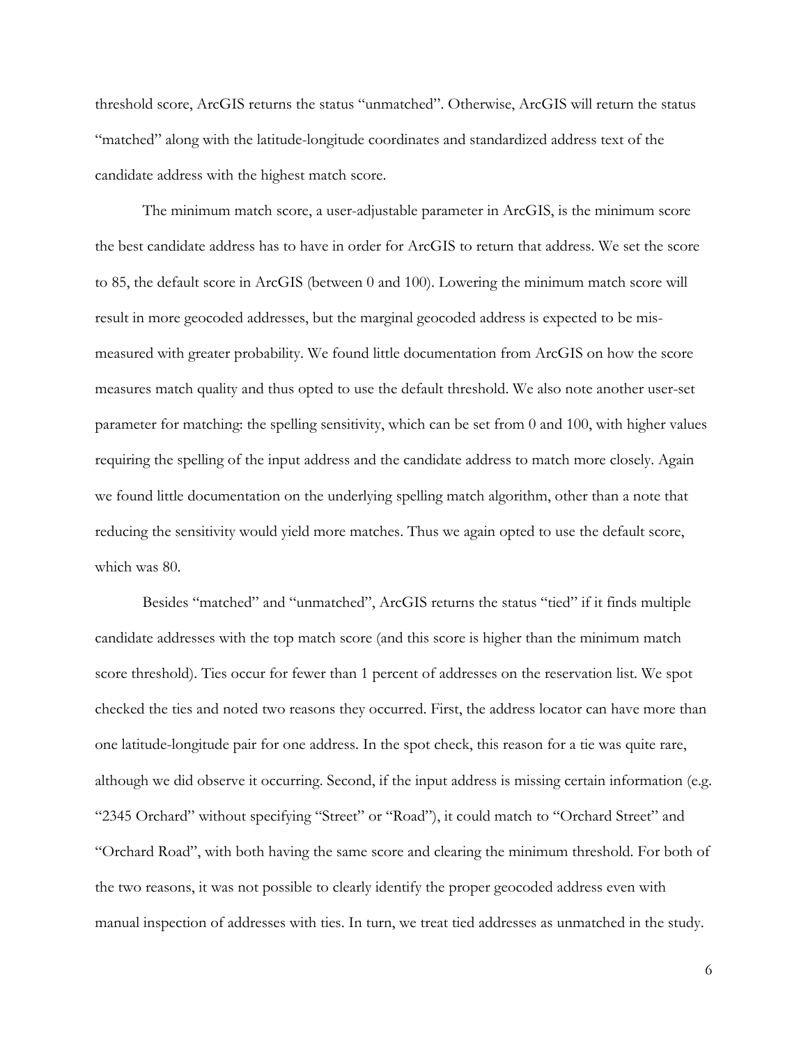threshold score, ArcGIS returns the status "unmatched". Otherwise, ArcGIS will return the status "matched" along with the latitude-longitude coordinates and standardized address text of the candidate address with the highest match score.

The minimum match score, a user-adjustable parameter in ArcGIS, is the minimum score the best candidate address has to have in order for ArcGIS to return that address. We set the score to 85, the default score in ArcGIS (between 0 and 100). Lowering the minimum match score will result in more geocoded addresses, but the marginal geocoded address is expected to be mis-measured with greater probability. We found little documentation from ArcGIS on how the score measures match quality and thus opted to use the default threshold. We also note another user-set parameter for matching: the spelling sensitivity, which can be set from 0 and 100, with higher values requiring the spelling of the input address and the candidate address to match more closely. Again we found little documentation on the underlying spelling match algorithm, other than a note that reducing the sensitivity would yield more matches. Thus we again opted to use the default score, which was 80.

Besides "matched" and "unmatched", ArcGIS returns the status "tied" if it finds multiple candidate addresses with the top match score (and this score is higher than the minimum match score threshold). Ties occur for fewer than 1 percent of addresses on the reservation list. We spot checked the ties and noted two reasons they occurred. First, the address locator can have more than one latitude-longitude pair for one address. In the spot check, this reason for a tie was quite rare, although we did observe it occurring. Second, if the input address is missing certain information (e.g. "2345 Orchard" without specifying "Street" or "Road"), it could match to "Orchard Street" and "Orchard Road", with both having the same score and clearing the minimum threshold. For both of the two reasons, it was not possible to clearly identify the proper geocoded address even with manual inspection of addresses with ties. In turn, we treat tied addresses as unmatched in the study.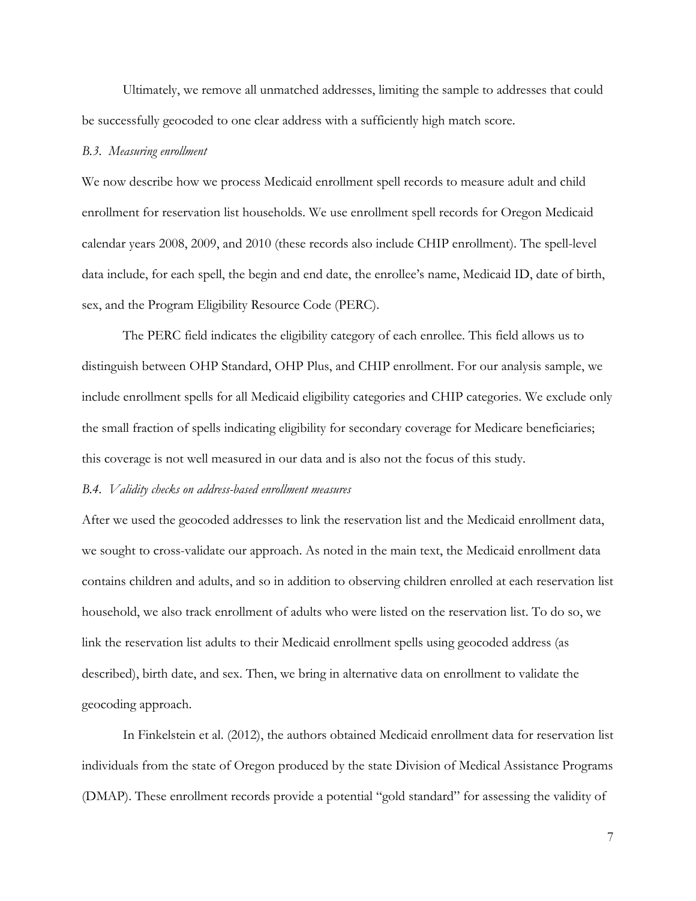Ultimately, we remove all unmatched addresses, limiting the sample to addresses that could be successfully geocoded to one clear address with a sufficiently high match score.

### *B.3. Measuring enrollment*

We now describe how we process Medicaid enrollment spell records to measure adult and child enrollment for reservation list households. We use enrollment spell records for Oregon Medicaid calendar years 2008, 2009, and 2010 (these records also include CHIP enrollment). The spell-level data include, for each spell, the begin and end date, the enrollee's name, Medicaid ID, date of birth, sex, and the Program Eligibility Resource Code (PERC).

The PERC field indicates the eligibility category of each enrollee. This field allows us to distinguish between OHP Standard, OHP Plus, and CHIP enrollment. For our analysis sample, we include enrollment spells for all Medicaid eligibility categories and CHIP categories. We exclude only the small fraction of spells indicating eligibility for secondary coverage for Medicare beneficiaries; this coverage is not well measured in our data and is also not the focus of this study.

### *B.4. Validity checks on address-based enrollment measures*

After we used the geocoded addresses to link the reservation list and the Medicaid enrollment data, we sought to cross-validate our approach. As noted in the main text, the Medicaid enrollment data contains children and adults, and so in addition to observing children enrolled at each reservation list household, we also track enrollment of adults who were listed on the reservation list. To do so, we link the reservation list adults to their Medicaid enrollment spells using geocoded address (as described), birth date, and sex. Then, we bring in alternative data on enrollment to validate the geocoding approach.

In Finkelstein et al. (2012), the authors obtained Medicaid enrollment data for reservation list individuals from the state of Oregon produced by the state Division of Medical Assistance Programs (DMAP). These enrollment records provide a potential "gold standard" for assessing the validity of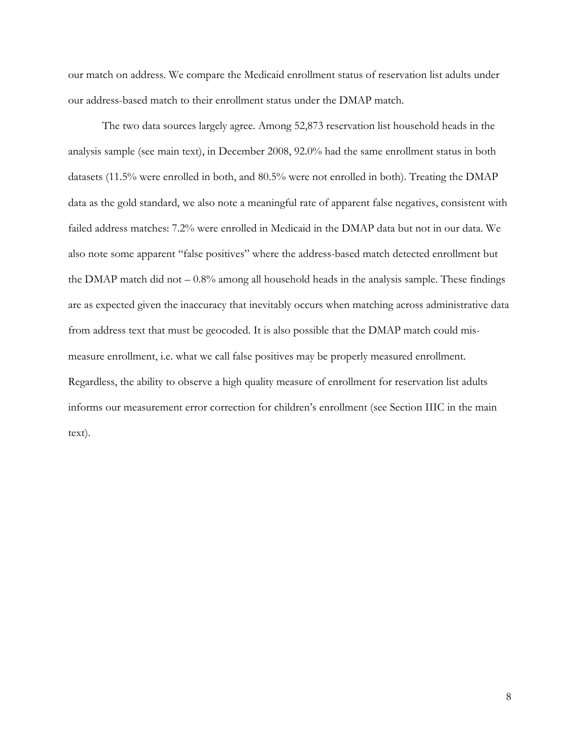our match on address. We compare the Medicaid enrollment status of reservation list adults under our address-based match to their enrollment status under the DMAP match.

The two data sources largely agree. Among 52,873 reservation list household heads in the analysis sample (see main text), in December 2008, 92.0% had the same enrollment status in both datasets (11.5% were enrolled in both, and 80.5% were not enrolled in both). Treating the DMAP data as the gold standard, we also note a meaningful rate of apparent false negatives, consistent with failed address matches: 7.2% were enrolled in Medicaid in the DMAP data but not in our data. We also note some apparent "false positives" where the address-based match detected enrollment but the DMAP match did not – 0.8% among all household heads in the analysis sample. These findings are as expected given the inaccuracy that inevitably occurs when matching across administrative data from address text that must be geocoded. It is also possible that the DMAP match could mis-measure enrollment, i.e. what we call false positives may be properly measured enrollment. Regardless, the ability to observe a high quality measure of enrollment for reservation list adults informs our measurement error correction for children's enrollment (see Section IIIC in the main text).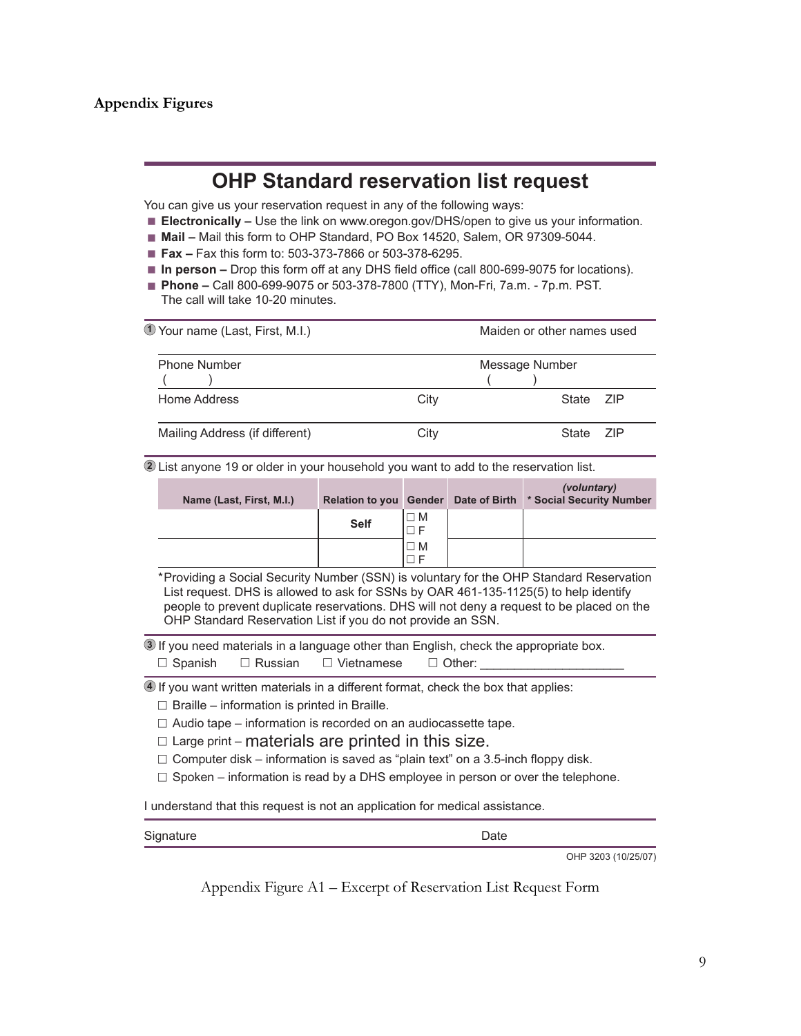## Appendix Figures

# OHP Standard reservation list request

You can give us your reservation request in any of the following ways:

- **Electronically –** Use the link on www.oregon.gov/DHS/open to give us your information.
- **Mail –** Mail this form to OHP Standard, PO Box 14520, Salem, OR 97309-5044.
- **Fax –** Fax this form to: 503-373-7866 or 503-378-6295.
- **In person –** Drop this form off at any DHS field office (call 800-699-9075 for locations).
- **Phone –** Call 800-699-9075 or 503-378-7800 (TTY), Mon-Fri, 7a.m. - 7p.m. PST. The call will take 10-20 minutes.

**1** Your name (Last, First, M.I.) — Maiden or other names used

Phone Number ( ) — Message Number ( )

Home Address — City — State — ZIP

Mailing Address (if different) — City — State — ZIP

**2** List anyone 19 or older in your household you want to add to the reservation list.

| Name (Last, First, M.I.) | Relation to you | Gender | Date of Birth | *(voluntary)* * Social Security Number |
|---|---|---|---|---|
| | **Self** | ☐ M ☐ F | | |
| | | ☐ M ☐ F | | |

*Providing a Social Security Number (SSN) is voluntary for the OHP Standard Reservation List request. DHS is allowed to ask for SSNs by OAR 461-135-1125(5) to help identify people to prevent duplicate reservations. DHS will not deny a request to be placed on the OHP Standard Reservation List if you do not provide an SSN.

**3** If you need materials in a language other than English, check the appropriate box.

☐ Spanish ☐ Russian ☐ Vietnamese ☐ Other: ____________________

**4** If you want written materials in a different format, check the box that applies:

☐ Braille – information is printed in Braille.

☐ Audio tape – information is recorded on an audiocassette tape.

☐ Large print – materials are printed in this size.

☐ Computer disk – information is saved as "plain text" on a 3.5-inch floppy disk.

☐ Spoken – information is read by a DHS employee in person or over the telephone.

I understand that this request is not an application for medical assistance.

Signature — Date

OHP 3203 (10/25/07)

Appendix Figure A1 – Excerpt of Reservation List Request Form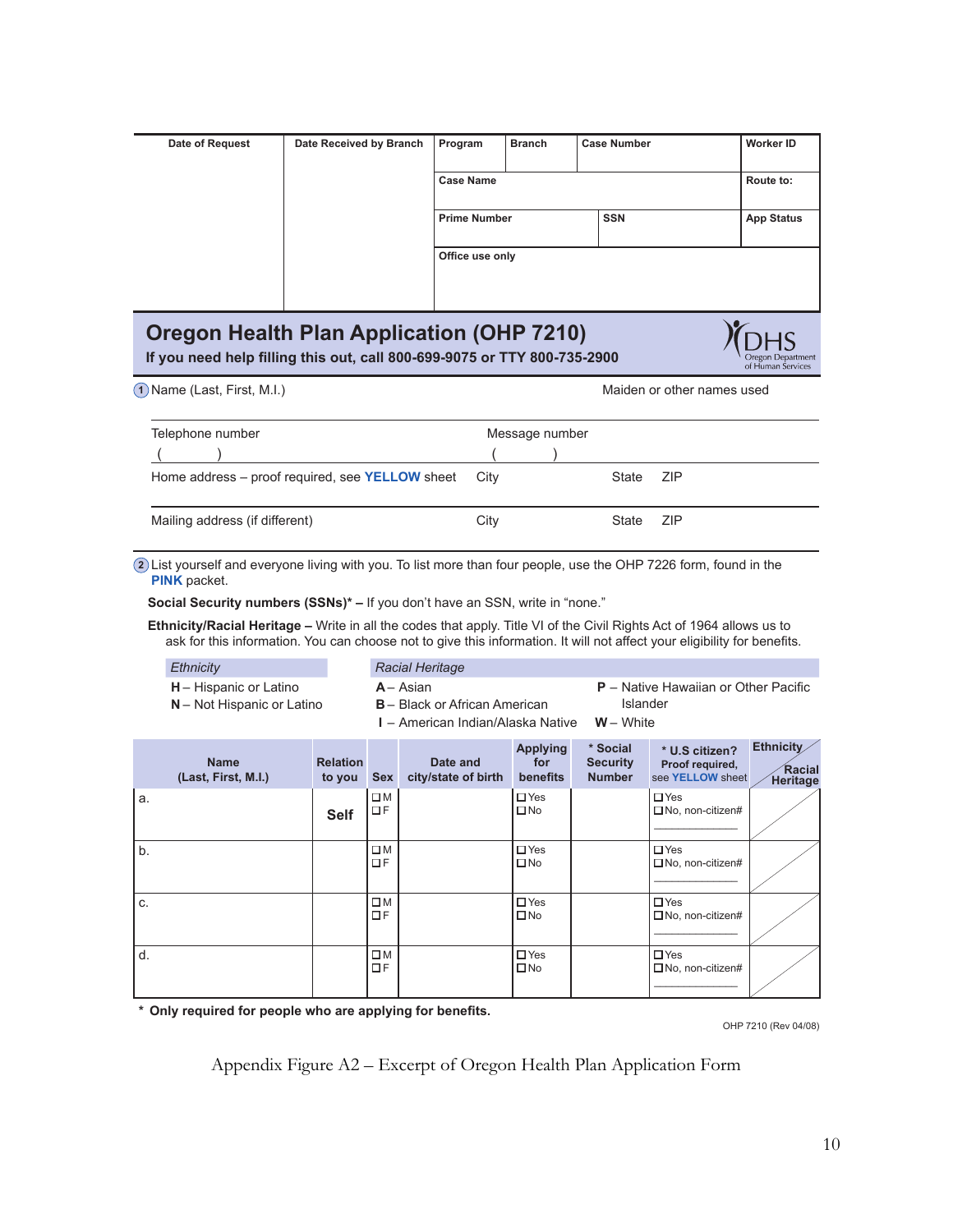| Date of Request | Date Received by Branch | Program | Branch | Case Number | Worker ID |
|---|---|---|---|---|---|
| | | Case Name | | | Route to: |
| | | Prime Number | | SSN | App Status |
| | | Office use only | | | |

## Oregon Health Plan Application (OHP 7210)

**If you need help filling this out, call 800-699-9075 or TTY 800-735-2900**

DHS Oregon Department of Human Services

1 Name (Last, First, M.I.) Maiden or other names used

Telephone number ( ) Message number ( )

Home address – proof required, see **YELLOW** sheet City State ZIP

Mailing address (if different) City State ZIP

2 List yourself and everyone living with you. To list more than four people, use the OHP 7226 form, found in the **PINK** packet.

**Social Security numbers (SSNs)* –** If you don't have an SSN, write in "none."

**Ethnicity/Racial Heritage –** Write in all the codes that apply. Title VI of the Civil Rights Act of 1964 allows us to ask for this information. You can choose not to give this information. It will not affect your eligibility for benefits.

| *Ethnicity* | *Racial Heritage* | |
|---|---|---|
| **H** – Hispanic or Latino | **A** – Asian | **P** – Native Hawaiian or Other Pacific Islander |
| **N** – Not Hispanic or Latino | **B** – Black or African American | |
| | **I** – American Indian/Alaska Native | **W** – White |

| Name (Last, First, M.I.) | Relation to you | Sex | Date and city/state of birth | Applying for benefits | * Social Security Number | * U.S citizen? Proof required, see YELLOW sheet | Ethnicity / Racial Heritage |
|---|---|---|---|---|---|---|---|
| a. | Self | ☐M ☐F | | ☐Yes ☐No | | ☐Yes ☐No, non-citizen# | |
| b. | | ☐M ☐F | | ☐Yes ☐No | | ☐Yes ☐No, non-citizen# | |
| c. | | ☐M ☐F | | ☐Yes ☐No | | ☐Yes ☐No, non-citizen# | |
| d. | | ☐M ☐F | | ☐Yes ☐No | | ☐Yes ☐No, non-citizen# | |

**\* Only required for people who are applying for benefits.**

OHP 7210 (Rev 04/08)

Appendix Figure A2 – Excerpt of Oregon Health Plan Application Form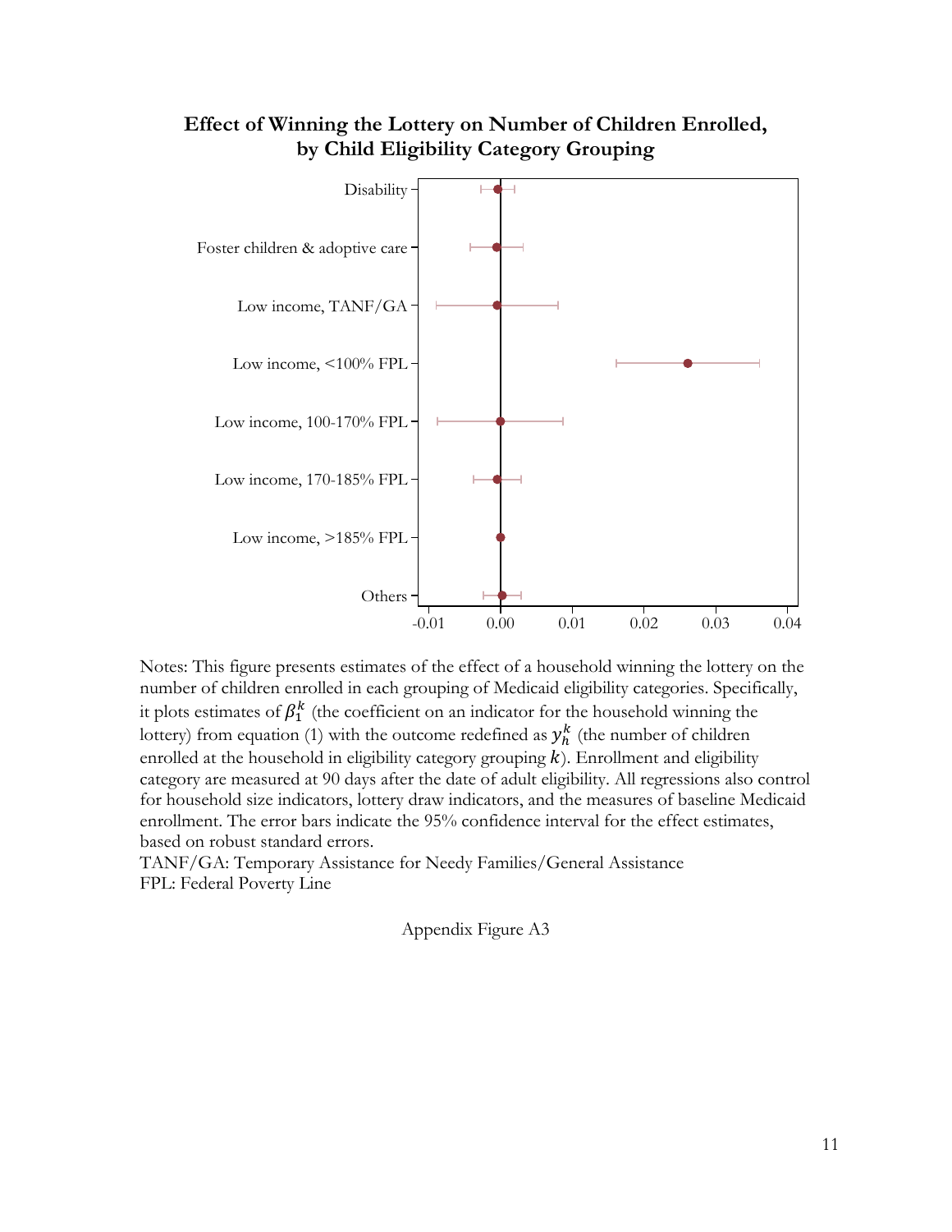**Effect of Winning the Lottery on Number of Children Enrolled, by Child Eligibility Category Grouping**

Disability

Foster children & adoptive care

Low income, TANF/GA

Low income, <100% FPL

Low income, 100-170% FPL

Low income, 170-185% FPL

Low income, >185% FPL

Others

-0.01 0.00 0.01 0.02 0.03 0.04

Notes: This figure presents estimates of the effect of a household winning the lottery on the number of children enrolled in each grouping of Medicaid eligibility categories. Specifically, it plots estimates of $\beta_1^k$ (the coefficient on an indicator for the household winning the lottery) from equation (1) with the outcome redefined as $y_h^k$ (the number of children enrolled at the household in eligibility category grouping $k$). Enrollment and eligibility category are measured at 90 days after the date of adult eligibility. All regressions also control for household size indicators, lottery draw indicators, and the measures of baseline Medicaid enrollment. The error bars indicate the 95% confidence interval for the effect estimates, based on robust standard errors.
TANF/GA: Temporary Assistance for Needy Families/General Assistance
FPL: Federal Poverty Line

Appendix Figure A3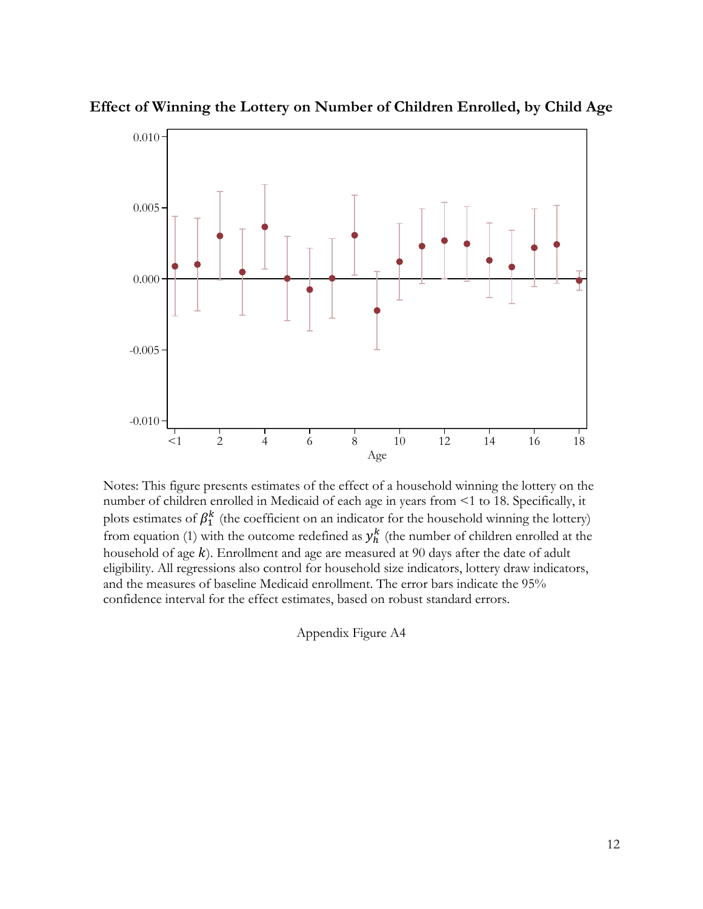**Effect of Winning the Lottery on Number of Children Enrolled, by Child Age**

Notes: This figure presents estimates of the effect of a household winning the lottery on the number of children enrolled in Medicaid of each age in years from <1 to 18. Specifically, it plots estimates of $\beta_1^k$ (the coefficient on an indicator for the household winning the lottery) from equation (1) with the outcome redefined as $y_h^k$ (the number of children enrolled at the household of age $k$). Enrollment and age are measured at 90 days after the date of adult eligibility. All regressions also control for household size indicators, lottery draw indicators, and the measures of baseline Medicaid enrollment. The error bars indicate the 95% confidence interval for the effect estimates, based on robust standard errors.

Appendix Figure A4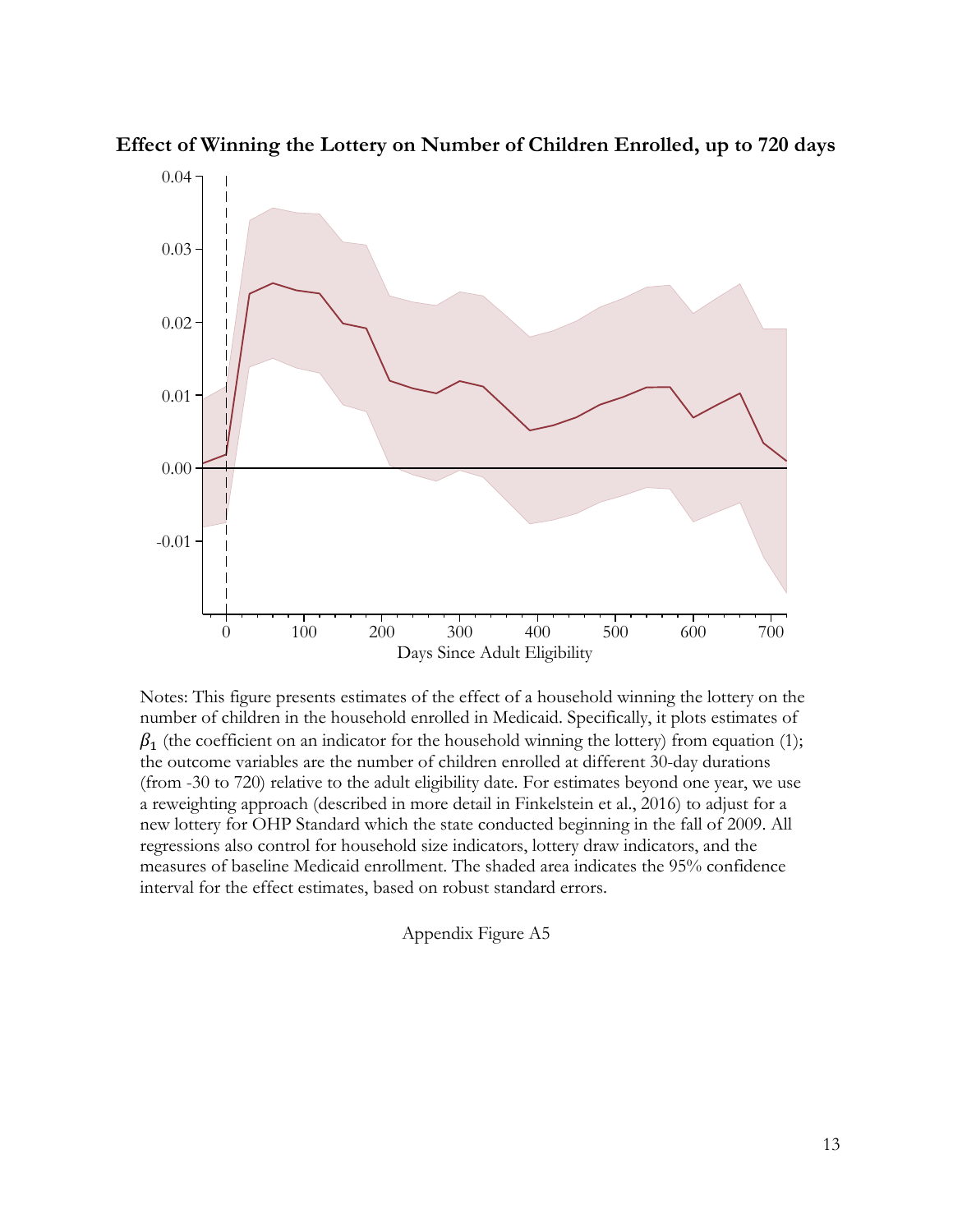**Effect of Winning the Lottery on Number of Children Enrolled, up to 720 days**

Notes: This figure presents estimates of the effect of a household winning the lottery on the number of children in the household enrolled in Medicaid. Specifically, it plots estimates of $\beta_1$ (the coefficient on an indicator for the household winning the lottery) from equation (1); the outcome variables are the number of children enrolled at different 30-day durations (from -30 to 720) relative to the adult eligibility date. For estimates beyond one year, we use a reweighting approach (described in more detail in Finkelstein et al., 2016) to adjust for a new lottery for OHP Standard which the state conducted beginning in the fall of 2009. All regressions also control for household size indicators, lottery draw indicators, and the measures of baseline Medicaid enrollment. The shaded area indicates the 95% confidence interval for the effect estimates, based on robust standard errors.

Appendix Figure A5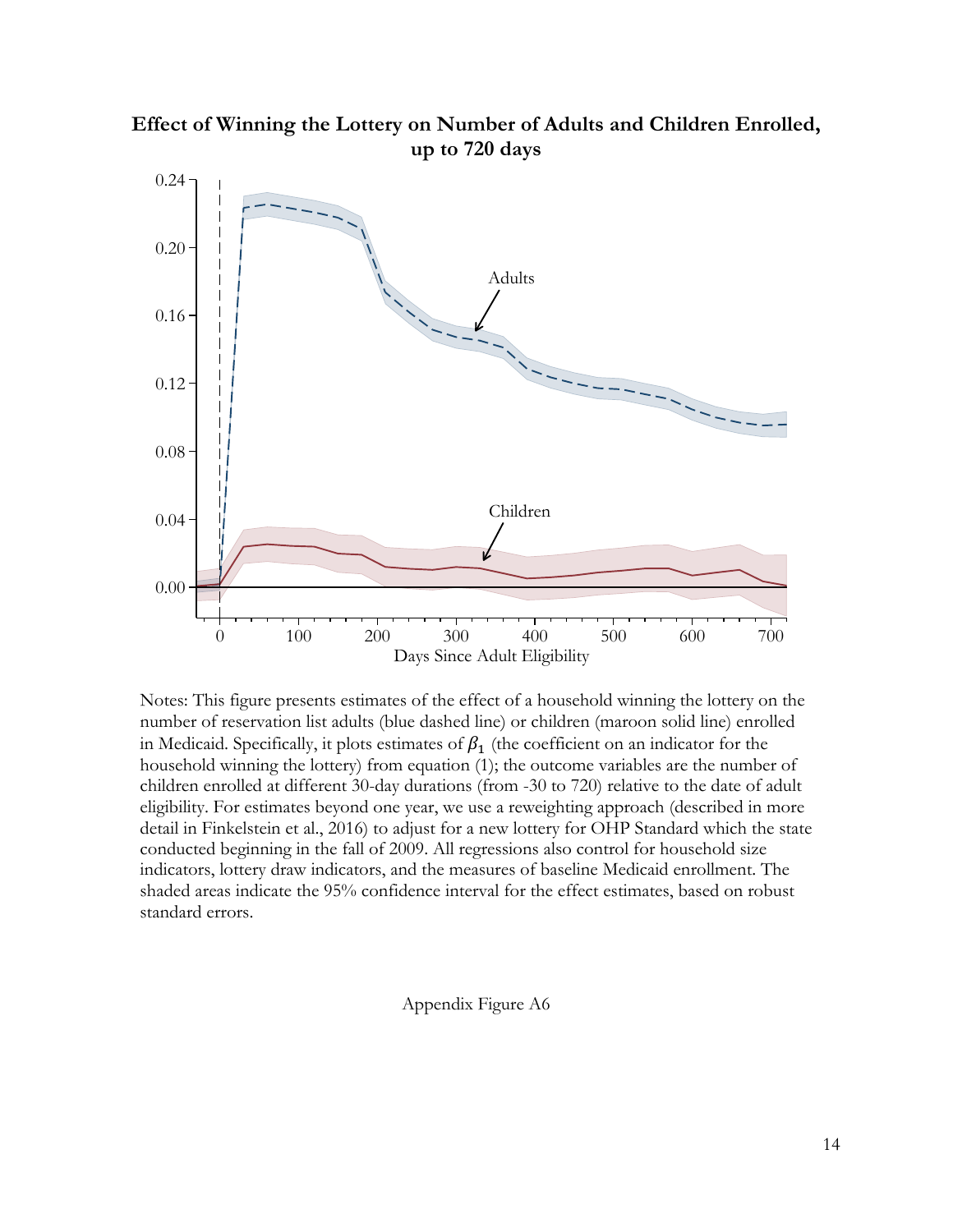**Effect of Winning the Lottery on Number of Adults and Children Enrolled, up to 720 days**

Notes: This figure presents estimates of the effect of a household winning the lottery on the number of reservation list adults (blue dashed line) or children (maroon solid line) enrolled in Medicaid. Specifically, it plots estimates of $\beta_1$ (the coefficient on an indicator for the household winning the lottery) from equation (1); the outcome variables are the number of children enrolled at different 30-day durations (from -30 to 720) relative to the date of adult eligibility. For estimates beyond one year, we use a reweighting approach (described in more detail in Finkelstein et al., 2016) to adjust for a new lottery for OHP Standard which the state conducted beginning in the fall of 2009. All regressions also control for household size indicators, lottery draw indicators, and the measures of baseline Medicaid enrollment. The shaded areas indicate the 95% confidence interval for the effect estimates, based on robust standard errors.

Appendix Figure A6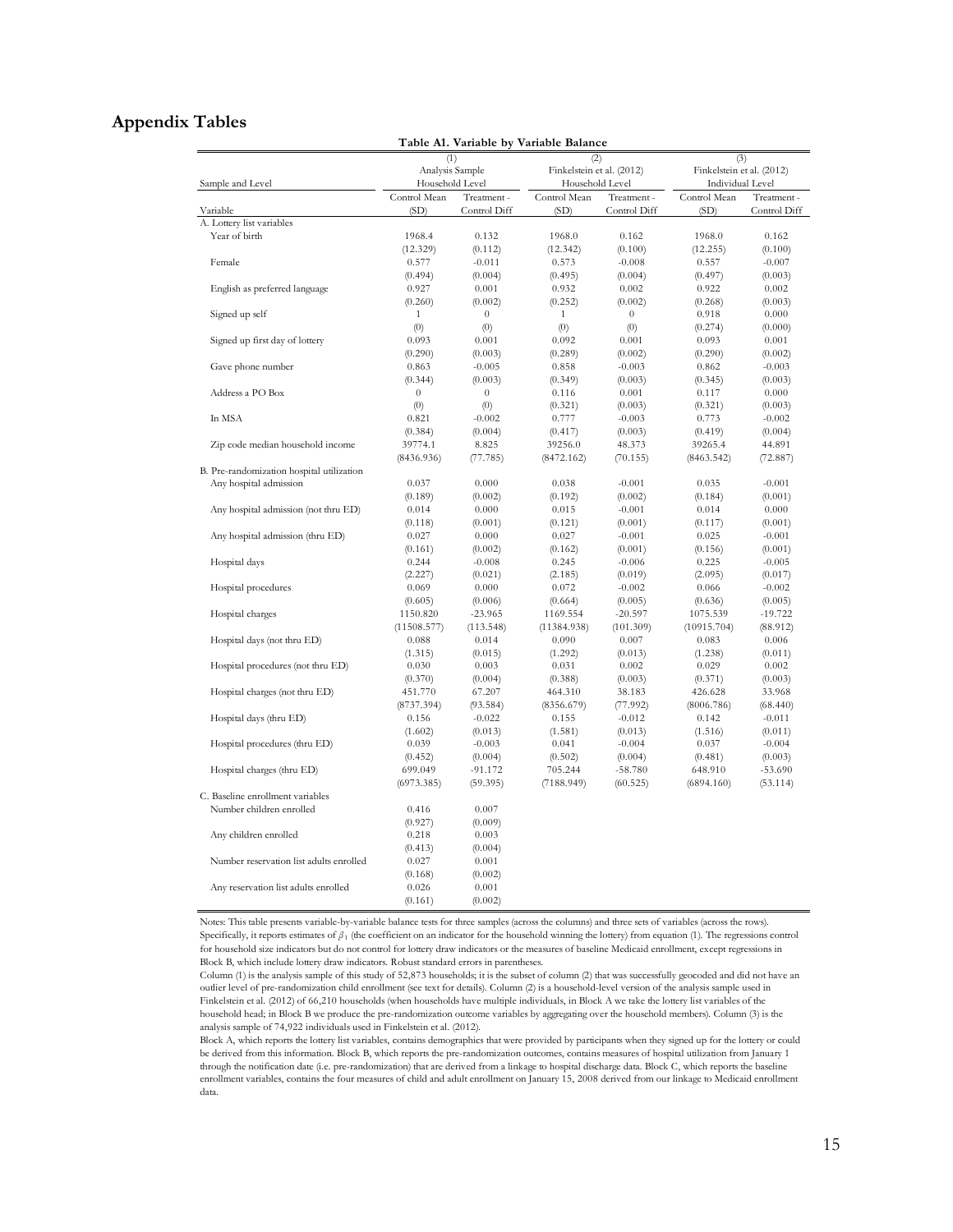## Appendix Tables

**Table A1. Variable by Variable Balance**

| Sample and Level | (1) Analysis Sample Household Level | | (2) Finkelstein et al. (2012) Household Level | | (3) Finkelstein et al. (2012) Individual Level | |
|---|---|---|---|---|---|---|
| Variable | Control Mean (SD) | Treatment - Control Diff | Control Mean (SD) | Treatment - Control Diff | Control Mean (SD) | Treatment - Control Diff |
| A. Lottery list variables | | | | | | |
| Year of birth | 1968.4 | 0.132 | 1968.0 | 0.162 | 1968.0 | 0.162 |
| | (12.329) | (0.112) | (12.342) | (0.100) | (12.255) | (0.100) |
| Female | 0.577 | -0.011 | 0.573 | -0.008 | 0.557 | -0.007 |
| | (0.494) | (0.004) | (0.495) | (0.004) | (0.497) | (0.003) |
| English as preferred language | 0.927 | 0.001 | 0.932 | 0.002 | 0.922 | 0.002 |
| | (0.260) | (0.002) | (0.252) | (0.002) | (0.268) | (0.003) |
| Signed up self | 1 | 0 | 1 | 0 | 0.918 | 0.000 |
| | (0) | (0) | (0) | (0) | (0.274) | (0.000) |
| Signed up first day of lottery | 0.093 | 0.001 | 0.092 | 0.001 | 0.093 | 0.001 |
| | (0.290) | (0.003) | (0.289) | (0.002) | (0.290) | (0.002) |
| Gave phone number | 0.863 | -0.005 | 0.858 | -0.003 | 0.862 | -0.003 |
| | (0.344) | (0.003) | (0.349) | (0.003) | (0.345) | (0.003) |
| Address a PO Box | 0 | 0 | 0.116 | 0.001 | 0.117 | 0.000 |
| | (0) | (0) | (0.321) | (0.003) | (0.321) | (0.003) |
| In MSA | 0.821 | -0.002 | 0.777 | -0.003 | 0.773 | -0.002 |
| | (0.384) | (0.004) | (0.417) | (0.003) | (0.419) | (0.004) |
| Zip code median household income | 39774.1 | 8.825 | 39256.0 | 48.373 | 39265.4 | 44.891 |
| | (8436.936) | (77.785) | (8472.162) | (70.155) | (8463.542) | (72.887) |
| B. Pre-randomization hospital utilization | | | | | | |
| Any hospital admission | 0.037 | 0.000 | 0.038 | -0.001 | 0.035 | -0.001 |
| | (0.189) | (0.002) | (0.192) | (0.002) | (0.184) | (0.001) |
| Any hospital admission (not thru ED) | 0.014 | 0.000 | 0.015 | -0.001 | 0.014 | 0.000 |
| | (0.118) | (0.001) | (0.121) | (0.001) | (0.117) | (0.001) |
| Any hospital admission (thru ED) | 0.027 | 0.000 | 0.027 | -0.001 | 0.025 | -0.001 |
| | (0.161) | (0.002) | (0.162) | (0.001) | (0.156) | (0.001) |
| Hospital days | 0.244 | -0.008 | 0.245 | -0.006 | 0.225 | -0.005 |
| | (2.227) | (0.021) | (2.185) | (0.019) | (2.095) | (0.017) |
| Hospital procedures | 0.069 | 0.000 | 0.072 | -0.002 | 0.066 | -0.002 |
| | (0.605) | (0.006) | (0.664) | (0.005) | (0.636) | (0.005) |
| Hospital charges | 1150.820 | -23.965 | 1169.554 | -20.597 | 1075.539 | -19.722 |
| | (11508.577) | (113.548) | (11384.938) | (101.309) | (10915.704) | (88.912) |
| Hospital days (not thru ED) | 0.088 | 0.014 | 0.090 | 0.007 | 0.083 | 0.006 |
| | (1.315) | (0.015) | (1.292) | (0.013) | (1.238) | (0.011) |
| Hospital procedures (not thru ED) | 0.030 | 0.003 | 0.031 | 0.002 | 0.029 | 0.002 |
| | (0.370) | (0.004) | (0.388) | (0.003) | (0.371) | (0.003) |
| Hospital charges (not thru ED) | 451.770 | 67.207 | 464.310 | 38.183 | 426.628 | 33.968 |
| | (8737.394) | (93.584) | (8356.679) | (77.992) | (8006.786) | (68.440) |
| Hospital days (thru ED) | 0.156 | -0.022 | 0.155 | -0.012 | 0.142 | -0.011 |
| | (1.602) | (0.013) | (1.581) | (0.013) | (1.516) | (0.011) |
| Hospital procedures (thru ED) | 0.039 | -0.003 | 0.041 | -0.004 | 0.037 | -0.004 |
| | (0.452) | (0.004) | (0.502) | (0.004) | (0.481) | (0.003) |
| Hospital charges (thru ED) | 699.049 | -91.172 | 705.244 | -58.780 | 648.910 | -53.690 |
| | (6973.385) | (59.395) | (7188.949) | (60.525) | (6894.160) | (53.114) |
| C. Baseline enrollment variables | | | | | | |
| Number children enrolled | 0.416 | 0.007 | | | | |
| | (0.927) | (0.009) | | | | |
| Any children enrolled | 0.218 | 0.003 | | | | |
| | (0.413) | (0.004) | | | | |
| Number reservation list adults enrolled | 0.027 | 0.001 | | | | |
| | (0.168) | (0.002) | | | | |
| Any reservation list adults enrolled | 0.026 | 0.001 | | | | |
| | (0.161) | (0.002) | | | | |

Notes: This table presents variable-by-variable balance tests for three samples (across the columns) and three sets of variables (across the rows). Specifically, it reports estimates of $\beta_1$ (the coefficient on an indicator for the household winning the lottery) from equation (1). The regressions control for household size indicators but do not control for lottery draw indicators or the measures of baseline Medicaid enrollment, except regressions in Block B, which include lottery draw indicators. Robust standard errors in parentheses.

Column (1) is the analysis sample of this study of 52,873 households; it is the subset of column (2) that was successfully geocoded and did not have an outlier level of pre-randomization child enrollment (see text for details). Column (2) is a household-level version of the analysis sample used in Finkelstein et al. (2012) of 66,210 households (when households have multiple individuals, in Block A we take the lottery list variables of the household head; in Block B we produce the pre-randomization outcome variables by aggregating over the household members). Column (3) is the analysis sample of 74,922 individuals used in Finkelstein et al. (2012).

Block A, which reports the lottery list variables, contains demographics that were provided by participants when they signed up for the lottery or could be derived from this information. Block B, which reports the pre-randomization outcomes, contains measures of hospital utilization from January 1 through the notification date (i.e. pre-randomization) that are derived from a linkage to hospital discharge data. Block C, which reports the baseline enrollment variables, contains the four measures of child and adult enrollment on January 15, 2008 derived from our linkage to Medicaid enrollment data.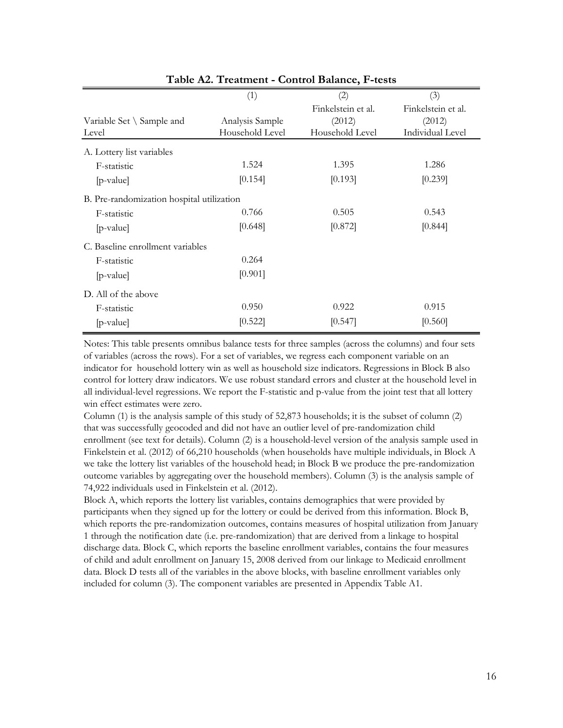**Table A2. Treatment - Control Balance, F-tests**

| | (1) | (2) | (3) |
|---|---|---|---|
| Variable Set \ Sample and Level | Analysis Sample Household Level | Finkelstein et al. (2012) Household Level | Finkelstein et al. (2012) Individual Level |
| A. Lottery list variables | | | |
| F-statistic | 1.524 | 1.395 | 1.286 |
| [p-value] | [0.154] | [0.193] | [0.239] |
| B. Pre-randomization hospital utilization | | | |
| F-statistic | 0.766 | 0.505 | 0.543 |
| [p-value] | [0.648] | [0.872] | [0.844] |
| C. Baseline enrollment variables | | | |
| F-statistic | 0.264 | | |
| [p-value] | [0.901] | | |
| D. All of the above | | | |
| F-statistic | 0.950 | 0.922 | 0.915 |
| [p-value] | [0.522] | [0.547] | [0.560] |

Notes: This table presents omnibus balance tests for three samples (across the columns) and four sets of variables (across the rows). For a set of variables, we regress each component variable on an indicator for household lottery win as well as household size indicators. Regressions in Block B also control for lottery draw indicators. We use robust standard errors and cluster at the household level in all individual-level regressions. We report the F-statistic and p-value from the joint test that all lottery win effect estimates were zero.

Column (1) is the analysis sample of this study of 52,873 households; it is the subset of column (2) that was successfully geocoded and did not have an outlier level of pre-randomization child enrollment (see text for details). Column (2) is a household-level version of the analysis sample used in Finkelstein et al. (2012) of 66,210 households (when households have multiple individuals, in Block A we take the lottery list variables of the household head; in Block B we produce the pre-randomization outcome variables by aggregating over the household members). Column (3) is the analysis sample of 74,922 individuals used in Finkelstein et al. (2012).

Block A, which reports the lottery list variables, contains demographics that were provided by participants when they signed up for the lottery or could be derived from this information. Block B, which reports the pre-randomization outcomes, contains measures of hospital utilization from January 1 through the notification date (i.e. pre-randomization) that are derived from a linkage to hospital discharge data. Block C, which reports the baseline enrollment variables, contains the four measures of child and adult enrollment on January 15, 2008 derived from our linkage to Medicaid enrollment data. Block D tests all of the variables in the above blocks, with baseline enrollment variables only included for column (3). The component variables are presented in Appendix Table A1.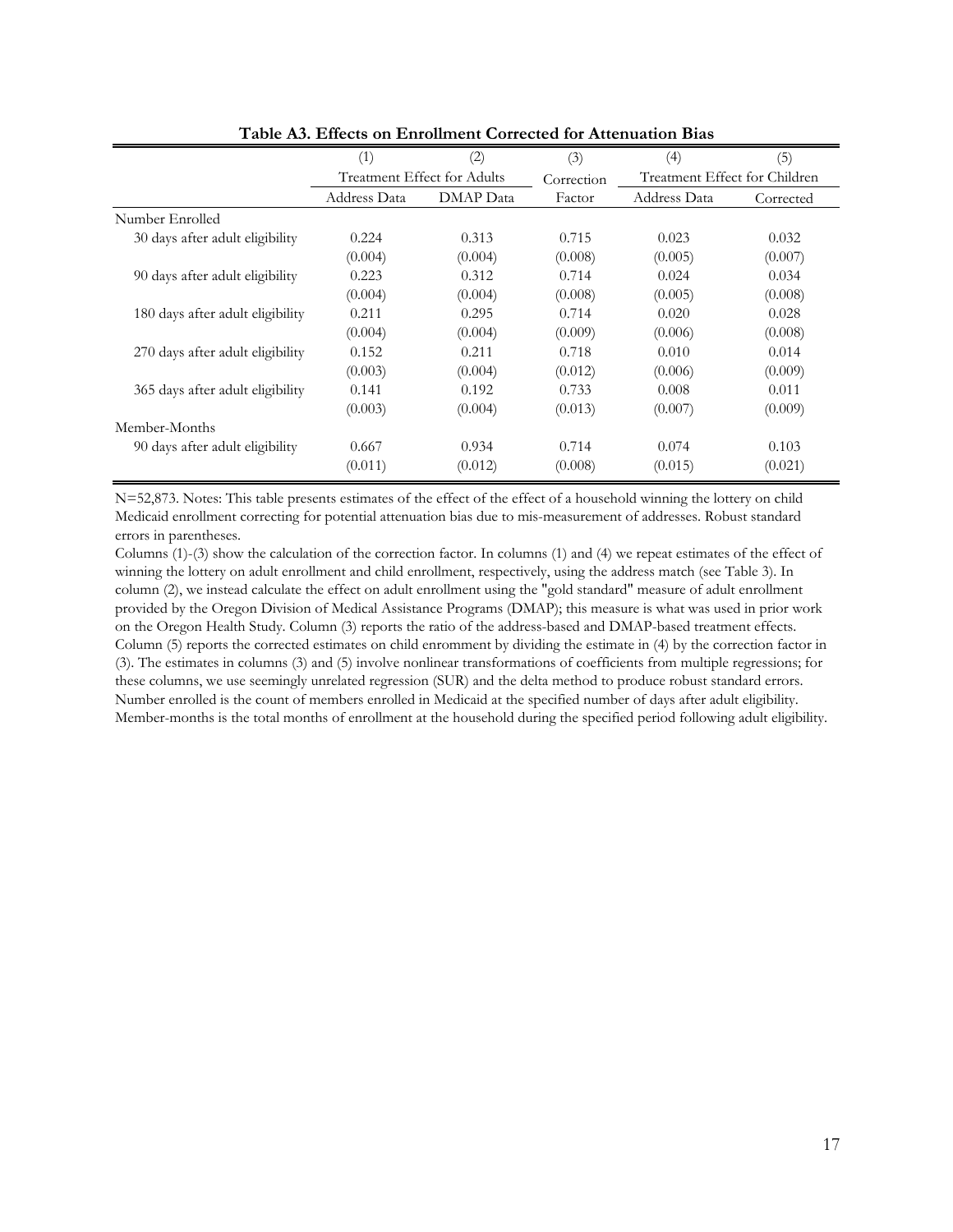**Table A3. Effects on Enrollment Corrected for Attenuation Bias**

| | (1) | (2) | (3) | (4) | (5) |
|---|---|---|---|---|---|
| | Treatment Effect for Adults | | Correction | Treatment Effect for Children | |
| | Address Data | DMAP Data | Factor | Address Data | Corrected |
| Number Enrolled | | | | | |
| 30 days after adult eligibility | 0.224 | 0.313 | 0.715 | 0.023 | 0.032 |
| | (0.004) | (0.004) | (0.008) | (0.005) | (0.007) |
| 90 days after adult eligibility | 0.223 | 0.312 | 0.714 | 0.024 | 0.034 |
| | (0.004) | (0.004) | (0.008) | (0.005) | (0.008) |
| 180 days after adult eligibility | 0.211 | 0.295 | 0.714 | 0.020 | 0.028 |
| | (0.004) | (0.004) | (0.009) | (0.006) | (0.008) |
| 270 days after adult eligibility | 0.152 | 0.211 | 0.718 | 0.010 | 0.014 |
| | (0.003) | (0.004) | (0.012) | (0.006) | (0.009) |
| 365 days after adult eligibility | 0.141 | 0.192 | 0.733 | 0.008 | 0.011 |
| | (0.003) | (0.004) | (0.013) | (0.007) | (0.009) |
| Member-Months | | | | | |
| 90 days after adult eligibility | 0.667 | 0.934 | 0.714 | 0.074 | 0.103 |
| | (0.011) | (0.012) | (0.008) | (0.015) | (0.021) |

N=52,873. Notes: This table presents estimates of the effect of the effect of a household winning the lottery on child Medicaid enrollment correcting for potential attenuation bias due to mis-measurement of addresses. Robust standard errors in parentheses.

Columns (1)-(3) show the calculation of the correction factor. In columns (1) and (4) we repeat estimates of the effect of winning the lottery on adult enrollment and child enrollment, respectively, using the address match (see Table 3). In column (2), we instead calculate the effect on adult enrollment using the "gold standard" measure of adult enrollment provided by the Oregon Division of Medical Assistance Programs (DMAP); this measure is what was used in prior work on the Oregon Health Study. Column (3) reports the ratio of the address-based and DMAP-based treatment effects. Column (5) reports the corrected estimates on child enromment by dividing the estimate in (4) by the correction factor in (3). The estimates in columns (3) and (5) involve nonlinear transformations of coefficients from multiple regressions; for these columns, we use seemingly unrelated regression (SUR) and the delta method to produce robust standard errors. Number enrolled is the count of members enrolled in Medicaid at the specified number of days after adult eligibility. Member-months is the total months of enrollment at the household during the specified period following adult eligibility.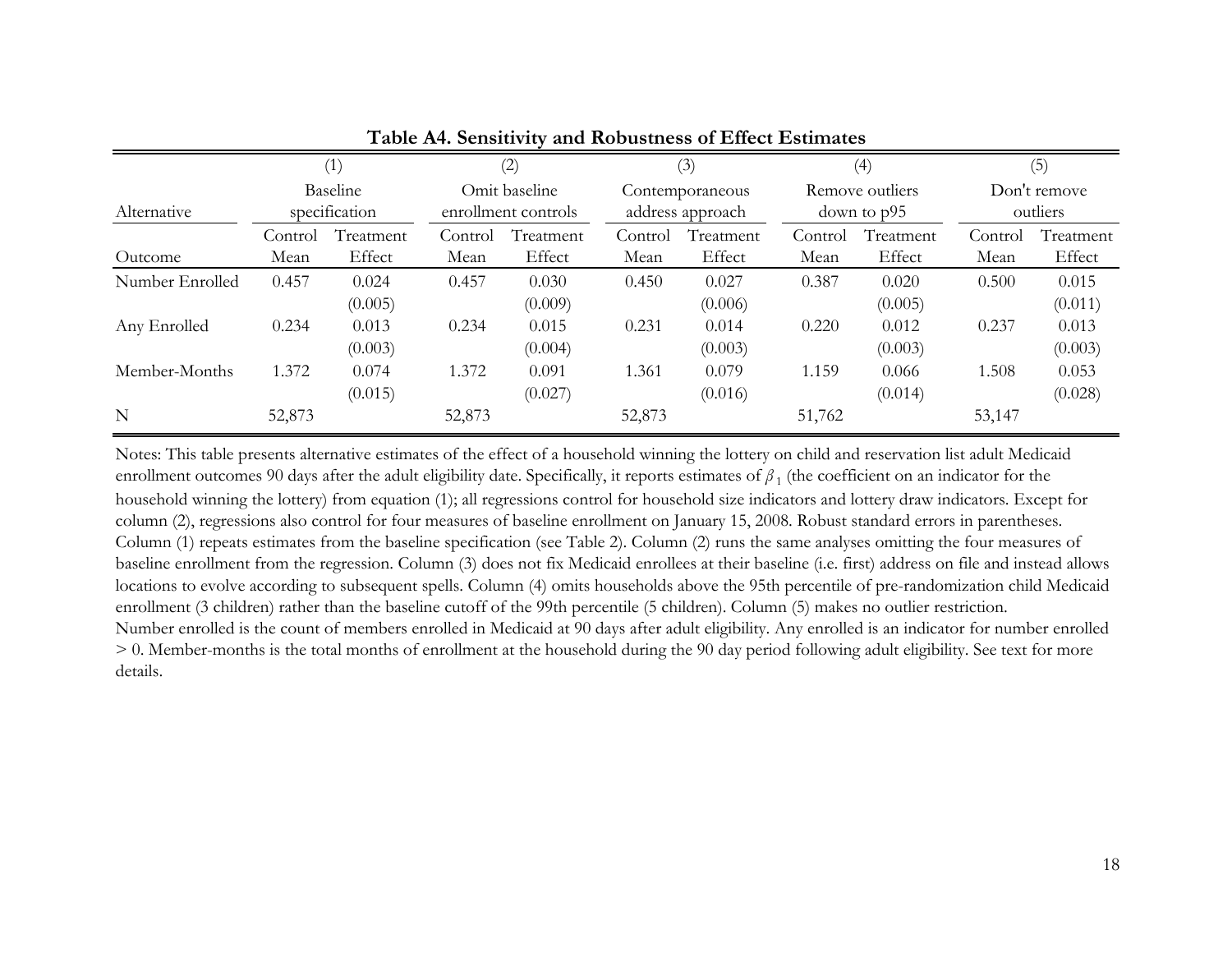**Table A4. Sensitivity and Robustness of Effect Estimates**

| | (1) | | (2) | | (3) | | (4) | | (5) | |
|---|---|---|---|---|---|---|---|---|---|---|
| Alternative | Baseline specification | | Omit baseline enrollment controls | | Contemporaneous address approach | | Remove outliers down to p95 | | Don't remove outliers | |
| Outcome | Control Mean | Treatment Effect | Control Mean | Treatment Effect | Control Mean | Treatment Effect | Control Mean | Treatment Effect | Control Mean | Treatment Effect |
| Number Enrolled | 0.457 | 0.024 | 0.457 | 0.030 | 0.450 | 0.027 | 0.387 | 0.020 | 0.500 | 0.015 |
| | | (0.005) | | (0.009) | | (0.006) | | (0.005) | | (0.011) |
| Any Enrolled | 0.234 | 0.013 | 0.234 | 0.015 | 0.231 | 0.014 | 0.220 | 0.012 | 0.237 | 0.013 |
| | | (0.003) | | (0.004) | | (0.003) | | (0.003) | | (0.003) |
| Member-Months | 1.372 | 0.074 | 1.372 | 0.091 | 1.361 | 0.079 | 1.159 | 0.066 | 1.508 | 0.053 |
| | | (0.015) | | (0.027) | | (0.016) | | (0.014) | | (0.028) |
| N | 52,873 | | 52,873 | | 52,873 | | 51,762 | | 53,147 | |

Notes: This table presents alternative estimates of the effect of a household winning the lottery on child and reservation list adult Medicaid enrollment outcomes 90 days after the adult eligibility date. Specifically, it reports estimates of $\beta_1$ (the coefficient on an indicator for the household winning the lottery) from equation (1); all regressions control for household size indicators and lottery draw indicators. Except for column (2), regressions also control for four measures of baseline enrollment on January 15, 2008. Robust standard errors in parentheses. Column (1) repeats estimates from the baseline specification (see Table 2). Column (2) runs the same analyses omitting the four measures of baseline enrollment from the regression. Column (3) does not fix Medicaid enrollees at their baseline (i.e. first) address on file and instead allows locations to evolve according to subsequent spells. Column (4) omits households above the 95th percentile of pre-randomization child Medicaid enrollment (3 children) rather than the baseline cutoff of the 99th percentile (5 children). Column (5) makes no outlier restriction. Number enrolled is the count of members enrolled in Medicaid at 90 days after adult eligibility. Any enrolled is an indicator for number enrolled > 0. Member-months is the total months of enrollment at the household during the 90 day period following adult eligibility. See text for more details.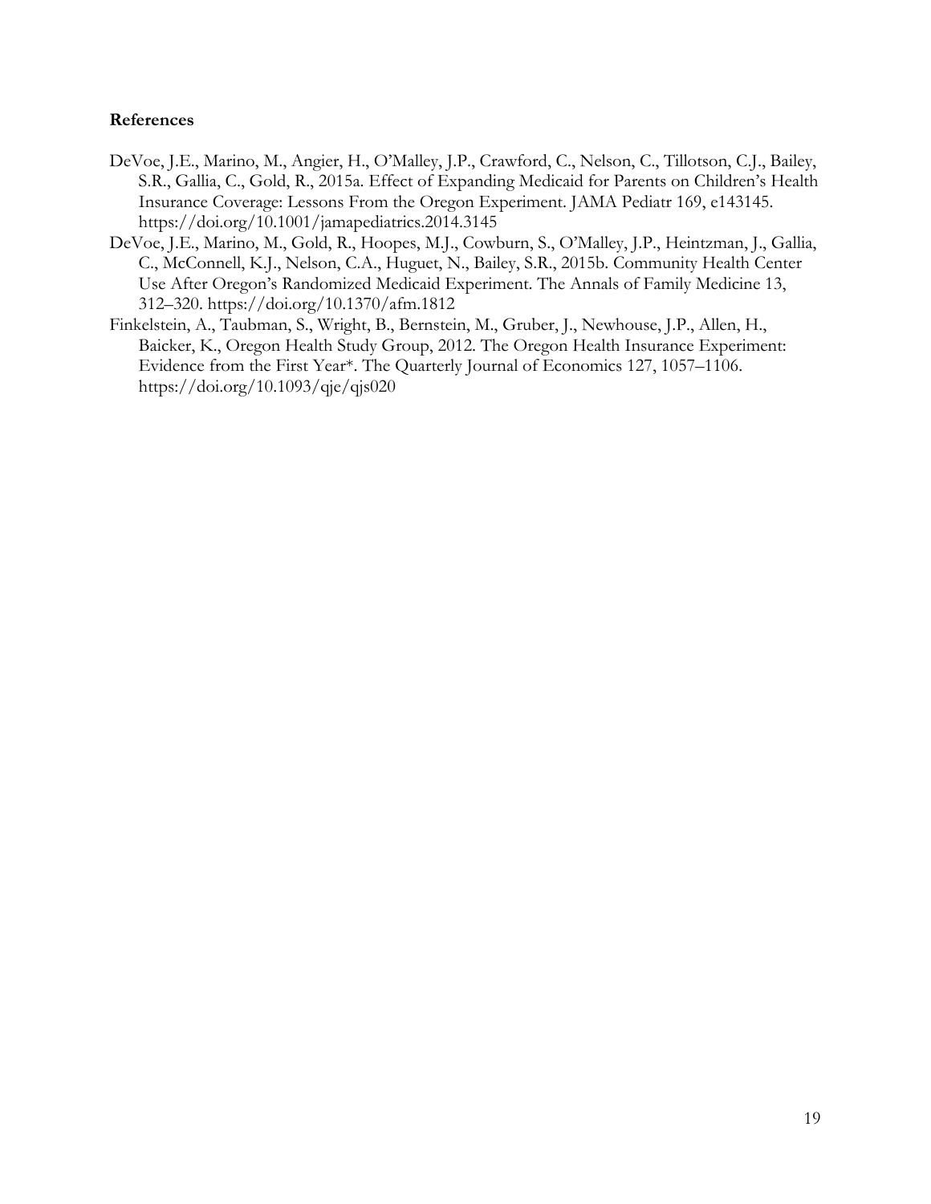**References**

DeVoe, J.E., Marino, M., Angier, H., O'Malley, J.P., Crawford, C., Nelson, C., Tillotson, C.J., Bailey, S.R., Gallia, C., Gold, R., 2015a. Effect of Expanding Medicaid for Parents on Children's Health Insurance Coverage: Lessons From the Oregon Experiment. JAMA Pediatr 169, e143145. https://doi.org/10.1001/jamapediatrics.2014.3145

DeVoe, J.E., Marino, M., Gold, R., Hoopes, M.J., Cowburn, S., O'Malley, J.P., Heintzman, J., Gallia, C., McConnell, K.J., Nelson, C.A., Huguet, N., Bailey, S.R., 2015b. Community Health Center Use After Oregon's Randomized Medicaid Experiment. The Annals of Family Medicine 13, 312–320. https://doi.org/10.1370/afm.1812

Finkelstein, A., Taubman, S., Wright, B., Bernstein, M., Gruber, J., Newhouse, J.P., Allen, H., Baicker, K., Oregon Health Study Group, 2012. The Oregon Health Insurance Experiment: Evidence from the First Year*. The Quarterly Journal of Economics 127, 1057–1106. https://doi.org/10.1093/qje/qjs020